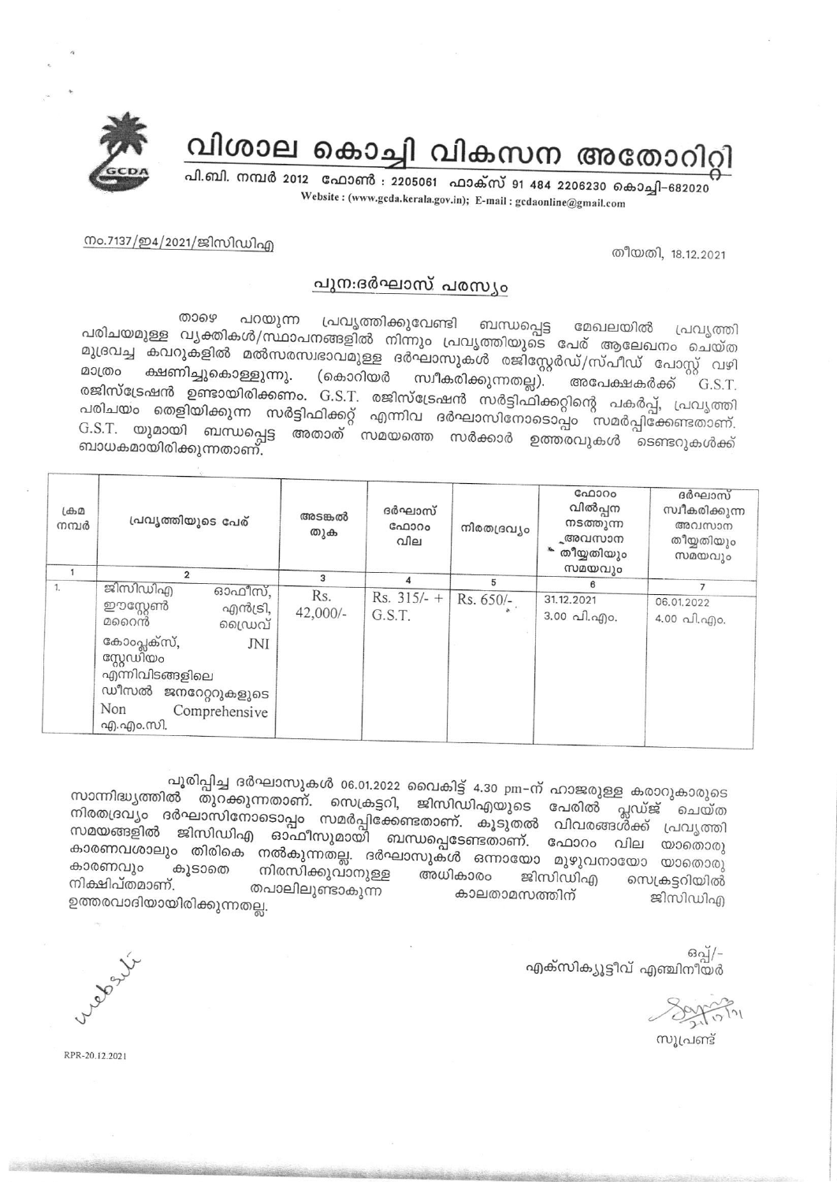# വിശാല കൊച്ചി വികസന അതോറിറ്റി

പി.ബി. നമ്പർ 2012 ഫോൺ : 2205061 ഫാക്സ് 91 484 2206230 കൊച്ചി–682020

Website : (www.gcda.kerala.gov.in); E-mail : gcdaonline@gmail.com

നം.7137/ഇ4/2021/ജിസിഡിഎ

തീയതി, 18.12.2021

## പുന:ദർഘാസ് പരസ്യം

താഴെ പറയുന്ന പ്രവൃത്തിക്കുവേണ്ടി ബന്ധപ്പെട്ട മേഖലയിൽ പ്രവൃത്തി പരിചയമുള്ള വ്യക്തികൾ/സ്ഥാപനങ്ങളിൽ നിന്നും പ്രവൃത്തിയുടെ പേര് ആലേഖനം ചെയ്ത മുദ്രവച്ച കവറുകളിൽ മൽസരസ്വഭാവമുള്ള ദർഘാസുകൾ രജിസ്റ്റേർഡ്/സ്പീഡ് പോസ്റ്റ് വഴി മാത്രം ക്ഷണിച്ചുകൊള്ളുന്നു. (കൊറിയർ സ്വീകരിക്കുന്നതല്ല). അപേക്ഷകർക്ക് G.S.T. രജിസ്ട്രേഷൻ ഉണ്ടായിരിക്കണം. G.S.T. രജിസ്ട്രേഷൻ സർട്ടിഫിക്കറ്റിന്റെ പകർപ്പ്, പ്രവൃത്തി പരിചയം തെളിയിക്കുന്ന സർട്ടിഫിക്കറ്റ് എന്നിവ ദർഘാസിനോടൊപ്പം സമർപ്പിക്കേണ്ടതാണ്. G.S.T. യുമായി ബന്ധപ്പെട്ട അതാത് സമയത്തെ സർക്കാർ ഉത്തരവുകൾ ടെണ്ടറുകൾക്ക് ബാധകമായിരിക്കുന്നതാണ്.

| ക്രമ നമ്പർ | പ്രവൃത്തിയുടെ പേര് | അടങ്കൽ തുക | ദർഘാസ് ഫോറം വില | നിരതദ്രവ്യം | ഫോറം വിൽപ്പന നടത്തുന്ന അവസാന തീയ്യതിയും സമയവും | ദർഘാസ് സ്വീകരിക്കുന്ന അവസാന തീയ്യതിയും സമയവും |
|---|---|---|---|---|---|---|
| 1 | 2 | 3 | 4 | 5 | 6 | 7 |
| 1. | ജിസിഡിഎ ഓഫീസ്, ഈസ്റ്റേൺ എൻട്രി, മറൈൻ ഡ്രൈവ് കോംപ്ലക്സ്, JNI സ്റ്റേഡിയം എന്നിവിടങ്ങളിലെ ഡീസൽ ജനറേറ്ററുകളുടെ Non Comprehensive എ.എം.സി. | Rs. 42,000/- | Rs. 315/- + G.S.T. | Rs. 650/- | 31.12.2021 3.00 പി.എം. | 06.01.2022 4.00 പി.എം. |

പൂരിപ്പിച്ച ദർഘാസുകൾ 06.01.2022 വൈകിട്ട് 4.30 pm–ന് ഹാജരുള്ള കരാറുകാരുടെ സാന്നിദ്ധ്യത്തിൽ തുറക്കുന്നതാണ്. സെക്രട്ടറി, ജിസിഡിഎയുടെ പേരിൽ പ്ലഡ്ജ് ചെയ്ത നിരതദ്രവ്യം ദർഘാസിനോടൊപ്പം സമർപ്പിക്കേണ്ടതാണ്. കൂടുതൽ വിവരങ്ങൾക്ക് പ്രവൃത്തി സമയങ്ങളിൽ ജിസിഡിഎ ഓഫീസുമായി ബന്ധപ്പെടേണ്ടതാണ്. ഫോറം വില യാതൊരു കാരണവശാലും തിരികെ നൽകുന്നതല്ല. ദർഘാസുകൾ ഒന്നായോ മുഴുവനായോ യാതൊരു കാരണവും കൂടാതെ നിരസിക്കുവാനുള്ള അധികാരം ജിസിഡിഎ സെക്രട്ടറിയിൽ നിക്ഷിപ്തമാണ്. തപാലിലുണ്ടാകുന്ന കാലതാമസത്തിന് ജിസിഡിഎ ഉത്തരവാദിയായിരിക്കുന്നതല്ല.

ഒപ്പ്/-

എക്സിക്യൂട്ടീവ് എഞ്ചിനീയർ

സൂപ്രണ്ട്

website

RPR-20.12.2021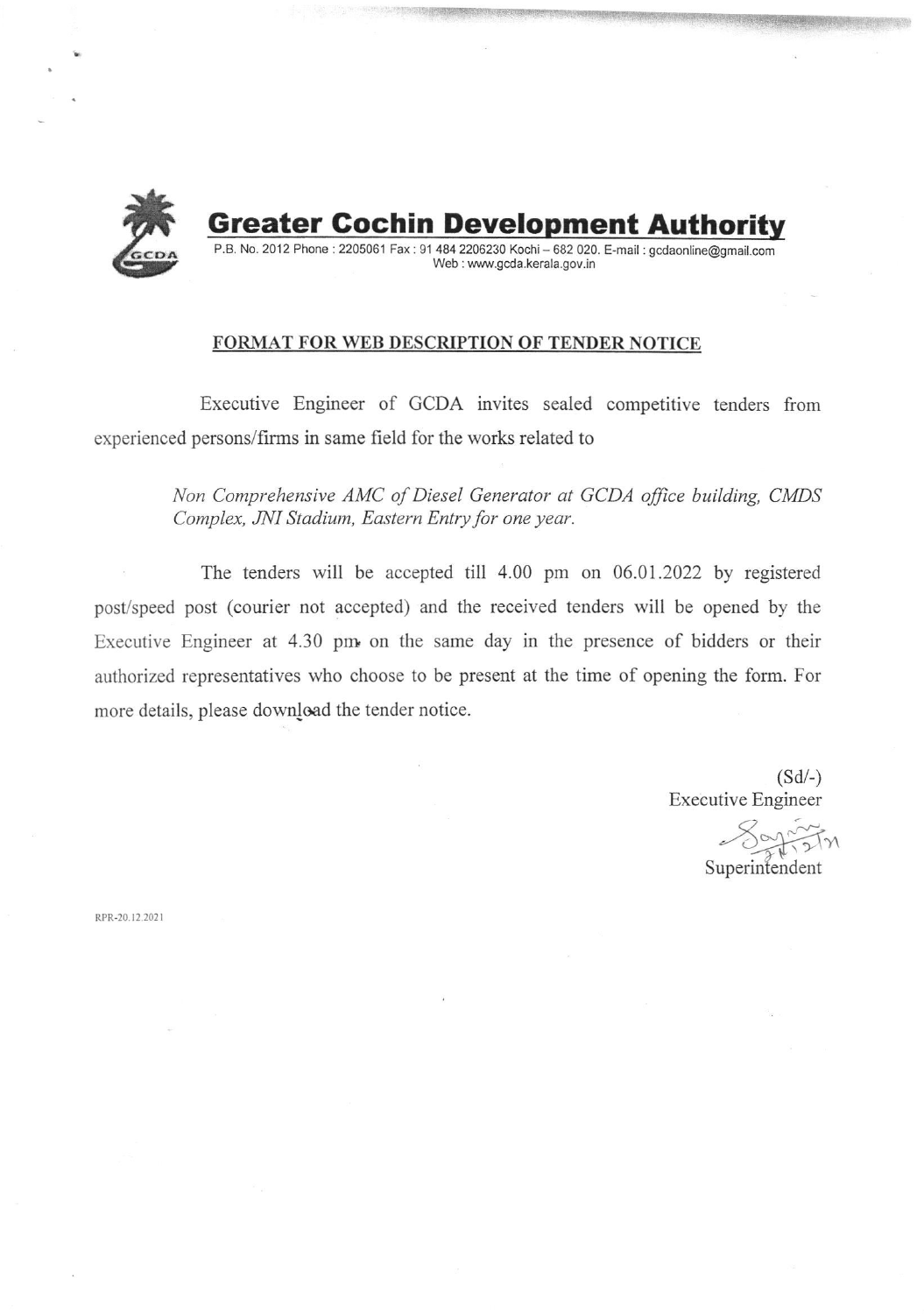# Greater Cochin Development Authority

P.B. No. 2012 Phone : 2205061 Fax : 91 484 2206230 Kochi – 682 020. E-mail : gcdaonline@gmail.com
Web : www.gcda.kerala.gov.in

## FORMAT FOR WEB DESCRIPTION OF TENDER NOTICE

Executive Engineer of GCDA invites sealed competitive tenders from experienced persons/firms in same field for the works related to

*Non Comprehensive AMC of Diesel Generator at GCDA office building, CMDS Complex, JNI Stadium, Eastern Entry for one year.*

The tenders will be accepted till 4.00 pm on 06.01.2022 by registered post/speed post (courier not accepted) and the received tenders will be opened by the Executive Engineer at 4.30 pm on the same day in the presence of bidders or their authorized representatives who choose to be present at the time of opening the form. For more details, please download the tender notice.

(Sd/-)
Executive Engineer

Superintendent

RPR-20.12.2021